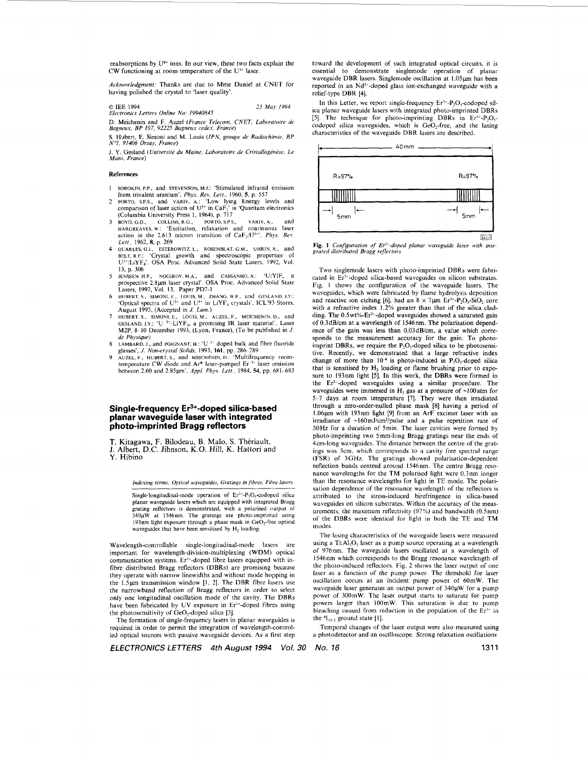reabsorptions by $U^{4+}$ ions. In our view, these two facts explain the CW functioning at room temperature of the $U^{3+}$ laser.

*Acknowledgment:* Thanks are due to Mme Daniel at CNET for having polished the crystal to 'laser quality'.

© IEE 1994 — 23 May 1994
*Electronics Letters Online No: 19940845*

D. Meichenin and F. Auzel (*France Telecom, CNET, Laboratoire de Bagneux, BP 107, 92225 Bagneux cedex, France*)

S. Hubert, E. Simoni and M. Louis (*IPN, groupe de Radiochimie, BP N°1, 91406 Orsay, France*)

J. Y. Gesland (*Université du Maine, Laboratoire de Cristallogénèse, Le Mans, France*)

### References

1. SOROKIN, P.P., and STEVENSON, M.J.: 'Stimulated infrared emission from trivalent uranium', *Phys. Rev. Lett.*, 1960, **5**, p. 557
2. PORTO, S.P.S., and YARIV, A.: 'Low lying Energy levels and comparison of laser action of $U^{3+}$ in $CaF_2$' *in* 'Quantum electronics (Columbia University Press 1, 1964), p. 717
3. BOYD, G.D., COLLINS, R.G., PORTO, S.P.S., YARIV, A., and HARGREAVES, W.: 'Excitation, relaxation and continuous laser action in the 2.613 micron transition of $CaF_2:U^{3+}$', *Phys. Rev. Lett.*, 1962, **8**, p. 269
4. QUARLES, G.J., ESTEROWITZ, L., ROSENBLAT, G.M., UHRIN, R., and BELT, R.F.: 'Crystal growth and spectroscopic properties of $U^{3+}$:$LiYF_4$', OSA Proc. Advanced Solid State Lasers, 1992, Vol. 13, p. 306
5. JENSSEN, H.P., NOGIROV, M.A., and CASSANHO, A.: 'U:YlF, a prospective 2.8µm laser crystal'. OSA Proc. Advanced Solid State Lasers, 1992, Vol. 13, Paper PD7-1
6. HUBERT, S., SIMONI, E., LOUIS, M., ZHANG, W.P., and GESLAND, J.Y.: 'Optical spectra of $U^{3+}$ and $U^{4+}$ in $LiYF_4$ crystals'. ICL'93 Storrs, August 1993, (Accepted in *J. Lum.*)
7. HUBERT, S., SIMONI, E., LOUIS, M., AUZEL, F., MEICHENIN, D., and GESLAND, J.Y.: '$U^{3+}$-$LiYF_4$, a promising IR laser material'. Laser M2P, 8–10 December 1993, (Lyon, France), (To be published in *J. de Physique*)
8. LAMBARD, J., and POIGNANT, H.: '$U^{3+}$ doped bulk and fibre fluoride glasses', *J. Non-crystal Solids*, 1993, **161**, pp. 286–289
9. AUZEL, F., HUBERT, S., and MEICHENIN, D.: 'Multifrequency room-temperature CW diode and $Ar^+$ laser-pumped $Er^{3+}$ laser emission between 2.60 and 2.85µm', *Appl. Phys. Lett.*, 1984, **54**, pp. 681–683

## Single-frequency $Er^{3+}$-doped silica-based planar waveguide laser with integrated photo-imprinted Bragg reflectors

T. Kitagawa, F. Bilodeau, B. Malo, S. Thériault, J. Albert, D.C. Jihnson, K.O. Hill, K. Hattori and Y. Hibino

*Indexing terms: Optical waveguides, Gratings in fibres, Fibre lasers*

Single-longitudinal-mode operation of $Er^{3+}$-$P_2O_5$-codoped silica planar waveguide lasers which are equipped with integrated Bragg grating reflectors is demonstrated, with a polarised output of 340µW at 1546nm. The gratings are photo-imprinted using 193nm light exposure through a phase mask in $GeO_2$-free optical waveguides that have been sensitised by $H_2$ loading.

Wavelength-controllable single-longitudinal-mode lasers are important for wavelength-division-multiplexing (WDM) optical communication systems. $Er^{3+}$-doped fibre lasers equipped with in-fibre distributed Bragg reflectors (DBRs) are promising because they operate with narrow linewidths and without mode hopping in the 1.5µm transmission window [1, 2]. The DBR fibre lasers use the narrowband reflection of Bragg reflectors in order to select only one longitudinal oscillation mode of the cavity. The DBRs have been fabricated by UV exposure in $Er^{3+}$-doped fibres using the photosensitivity of $GeO_2$-doped silica [3].

The formation of single-frequency lasers in planar waveguides is required in order to permit the integration of wavelength-controlled optical sources with passive waveguide devices. As a first step toward the development of such integrated optical circuits, it is essential to demonstrate singlemode operation of planar waveguide DBR lasers. Singlemode oscillation at 1.05µm has been reported in an $Nd^{3+}$-doped glass ion-exchanged waveguide with a relief-type DBR [4].

In this Letter, we report single-frequency $Er^{3+}$-$P_2O_5$-codoped silica planar waveguide lasers with integrated photo-imprinted DBRs [5]. The technique for photo-imprinting DBRs in $Er^{3+}$-$P_2O_5$-codoped silica waveguides, which is $GeO_2$-free, and the lasing characteristics of the waveguide DBR lasers are described.

**Fig. 1** *Configuration of $Er^{3+}$-doped planar waveguide laser with integrated distributed Bragg reflectors*

Two singlemode lasers with photo-imprinted DBRs were fabricated in $Er^{3+}$-doped silica-based waveguides on silicon substrates. Fig. 1 shows the configuration of the waveguide lasers. The waveguides, which were fabricated by flame hydrolysis deposition and reactive ion etching [6], had an $8 \times 7$µm $Er^{3+}$-$P_2O_5$-$SiO_2$ core with a refractive index 1.2% greater than that of the silica cladding. The 0.5wt%-$Er^{3+}$-doped waveguides showed a saturated gain of 0.3dB/cm at a wavelength of 1546nm. The polarisation dependence of the gain was less than 0.03dB/cm, a value which corresponds to the measurement accuracy for the gain. To photo-imprint DBRs, we require the $P_2O_5$-doped silica to be photosensitive. Recently, we demonstrated that a large refractive index change of more than $10^{-4}$ is photo-induced in $P_2O_5$-doped silica that is sensitised by $H_2$ loading or flame brushing prior to exposure to 193nm light [5]. In this work, the DBRs were formed in the $Er^{3+}$-doped waveguides using a similar procedure. The waveguides were immersed in $H_2$ gas at a pressure of ~100atm for 5–7 days at room temperature [7]. They were then irradiated through a zero-order-nulled phase mask [8] having a period of 1.06µm with 193nm light [9] from an ArF excimer laser with an irradiance of ~160mJ/cm²/pulse and a pulse repetition rate of 50Hz for a duration of 5min. The laser cavities were formed by photo-imprinting two 5mm-long Bragg gratings near the ends of 4cm-long waveguides. The distance between the centre of the gratings was 3cm, which corresponds to a cavity free spectral range (FSR) of 3GHz. The gratings showed polarisation-dependent reflection bands centred around 1546nm. The centre Bragg resonance wavelengths for the TM polarised light were 0.3nm longer than the resonance wavelengths for light in TE mode. The polarisation dependence of the resonance wavelength of the reflectors is attributed to the stress-induced birefringence in silica-based waveguides on silicon substrates. Within the accuracy of the measurements, the maximum reflectivity (97%) and bandwidth (0.5nm) of the DBRs were identical for light in both the TE and TM modes.

The lasing characteristics of the waveguide lasers were measured using a $Ti:Al_2O_3$ laser as a pump source operating at a wavelength of 976nm. The waveguide lasers oscillated at a wavelength of 1546nm which corresponds to the Bragg resonance wavelength of the photo-induced reflectors. Fig. 2 shows the laser output of one laser as a function of the pump power. The threshold for laser oscillation occurs at an incident pump power of 60mW. The waveguide laser generates an output power of 340µW for a pump power of 300mW. The laser output starts to saturate for pump powers larger than 100mW. This saturation is due to pump bleaching caused from reduction in the population of the $Er^{3+}$ in the $^4I_{15/2}$ ground state [1].

Temporal changes of the laser output were also measured using a photodetector and an oscilloscope. Strong relaxation oscillations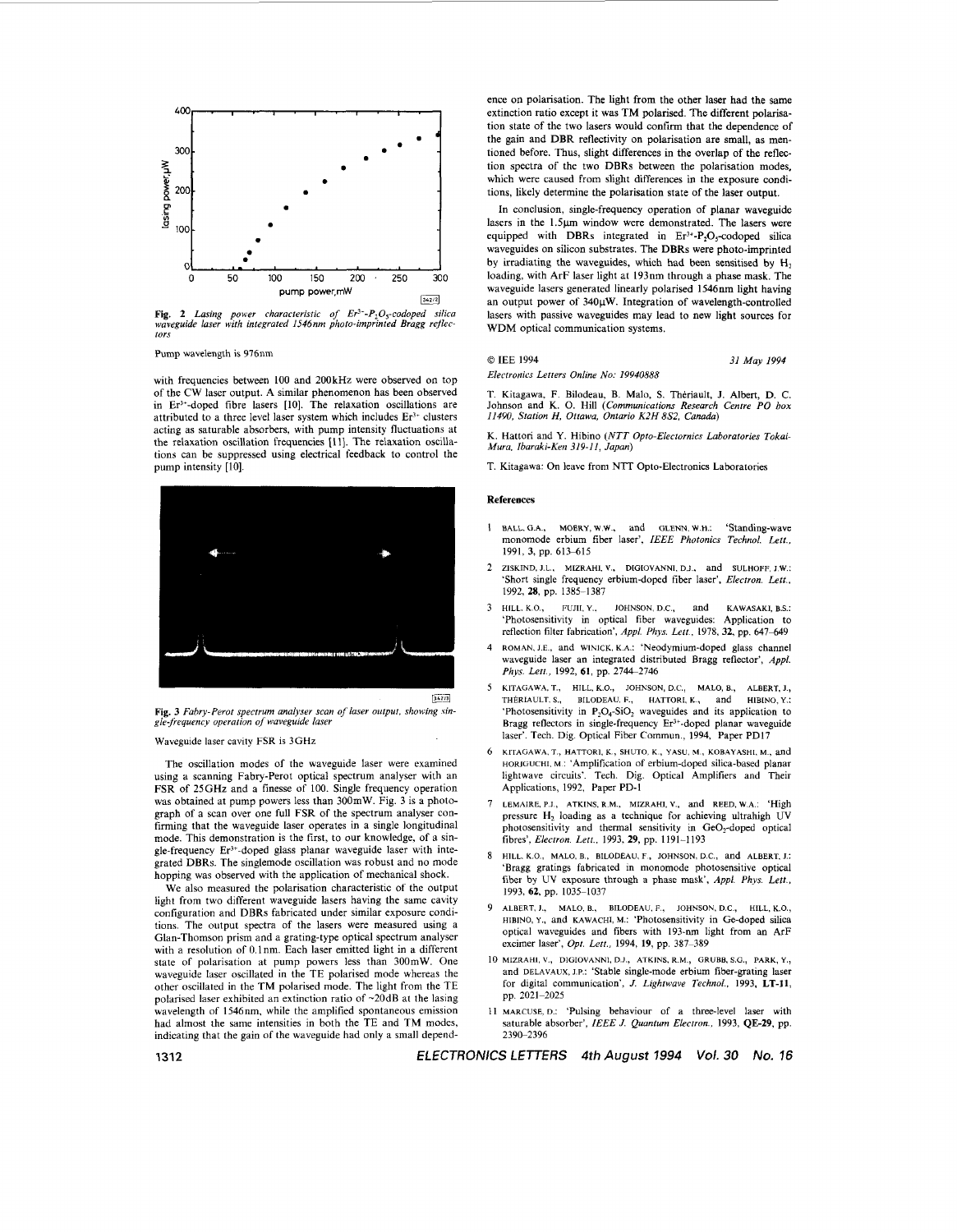400

300

lasing power,μW

200

100

0

0 50 100 150 200 250 300

pump power,mW

Fig. 2 *Lasing power characteristic of $Er^{3+}$-$P_2O_5$-codoped silica waveguide laser with integrated 1546nm photo-imprinted Bragg reflectors*

Pump wavelength is 976nm

with frequencies between 100 and 200kHz were observed on top of the CW laser output. A similar phenomenon has been observed in $Er^{3+}$-doped fibre lasers [10]. The relaxation oscillations are attributed to a three level laser system which includes $Er^{3+}$ clusters acting as saturable absorbers, with pump intensity fluctuations at the relaxation oscillation frequencies [11]. The relaxation oscillations can be suppressed using electrical feedback to control the pump intensity [10].

Fig. 3 *Fabry-Perot spectrum analyser scan of laser output, showing single-frequency operation of waveguide laser*

Waveguide laser cavity FSR is 3GHz

The oscillation modes of the waveguide laser were examined using a scanning Fabry-Perot optical spectrum analyser with an FSR of 25GHz and a finesse of 100. Single frequency operation was obtained at pump powers less than 300mW. Fig. 3 is a photograph of a scan over one full FSR of the spectrum analyser confirming that the waveguide laser operates in a single longitudinal mode. This demonstration is the first, to our knowledge, of a single-frequency $Er^{3+}$-doped glass planar waveguide laser with integrated DBRs. The singlemode oscillation was robust and no mode hopping was observed with the application of mechanical shock.

We also measured the polarisation characteristic of the output light from two different waveguide lasers having the same cavity configuration and DBRs fabricated under similar exposure conditions. The output spectra of the lasers were measured using a Glan-Thomson prism and a grating-type optical spectrum analyser with a resolution of 0.1nm. Each laser emitted light in a different state of polarisation at pump powers less than 300mW. One waveguide laser oscillated in the TE polarised mode whereas the other oscillated in the TM polarised mode. The light from the TE polarised laser exhibited an extinction ratio of ~20dB at the lasing wavelength of 1546nm, while the amplified spontaneous emission had almost the same intensities in both the TE and TM modes, indicating that the gain of the waveguide had only a small dependence on polarisation. The light from the other laser had the same extinction ratio except it was TM polarised. The different polarisation state of the two lasers would confirm that the dependence of the gain and DBR reflectivity on polarisation are small, as mentioned before. Thus, slight differences in the overlap of the reflection spectra of the two DBRs between the polarisation modes, which were caused from slight differences in the exposure conditions, likely determine the polarisation state of the laser output.

In conclusion, single-frequency operation of planar waveguide lasers in the 1.5μm window were demonstrated. The lasers were equipped with DBRs integrated in $Er^{3+}$-$P_2O_5$-codoped silica waveguides on silicon substrates. The DBRs were photo-imprinted by irradiating the waveguides, which had been sensitised by $H_2$ loading, with ArF laser light at 193nm through a phase mask. The waveguide lasers generated linearly polarised 1546nm light having an output power of 340μW. Integration of wavelength-controlled lasers with passive waveguides may lead to new light sources for WDM optical communication systems.

© IEE 1994 — *31 May 1994*

*Electronics Letters Online No: 19940888*

T. Kitagawa, F. Bilodeau, B. Malo, S. Thériault, J. Albert, D. C. Johnson and K. O. Hill (*Communications Research Centre PO box 11490, Station H, Ottawa, Ontario K2H 8S2, Canada*)

K. Hattori and Y. Hibino (*NTT Opto-Electornics Laboratories Tokai-Mura, Ibaraki-Ken 319-11, Japan*)

T. Kitagawa: On leave from NTT Opto-Electronics Laboratories

## References

1. BALL, G.A., MOERY, W.W., and GLENN, W.H.: 'Standing-wave monomode erbium fiber laser', *IEEE Photonics Technol. Lett.*, 1991, **3**, pp. 613–615
2. ZISKIND, J.L., MIZRAHI, V., DIGIOVANNI, D.J., and SULHOFF, J.W.: 'Short single frequency erbium-doped fiber laser', *Electron. Lett.*, 1992, **28**, pp. 1385–1387
3. HILL, K.O., FUJII, Y., JOHNSON, D.C., and KAWASAKI, B.S.: 'Photosensitivity in optical fiber waveguides: Application to reflection filter fabrication', *Appl. Phys. Lett.*, 1978, **32**, pp. 647–649
4. ROMAN, J.E., and WINICK, K.A.: 'Neodymium-doped glass channel waveguide laser an integrated distributed Bragg reflector', *Appl. Phys. Lett.*, 1992, **61**, pp. 2744–2746
5. KITAGAWA, T., HILL, K.O., JOHNSON, D.C., MALO, B., ALBERT, J., THÉRIAULT, S., BILODEAU, F., HATTORI, K., and HIBINO, Y.: 'Photosensitivity in $P_2O_5$-$SiO_2$ waveguides and its application to Bragg reflectors in single-frequency $Er^{3+}$-doped planar waveguide laser'. Tech. Dig. Optical Fiber Commun., 1994, Paper PD17
6. KITAGAWA, T., HATTORI, K., SHUTO, K., YASU, M., KOBAYASHI, M., and HORIGUCHI, M.: 'Amplification of erbium-doped silica-based planar lightwave circuits'. Tech. Dig. Optical Amplifiers and Their Applications, 1992, Paper PD-1
7. LEMAIRE, P.J., ATKINS, R.M., MIZRAHI, V., and REED, W.A.: 'High pressure $H_2$ loading as a technique for achieving ultrahigh UV photosensitivity and thermal sensitivity in $GeO_2$-doped optical fibres', *Electron. Lett.*, 1993, **29**, pp. 1191–1193
8. HILL, K.O., MALO, B., BILODEAU, F., JOHNSON, D.C., and ALBERT, J.: 'Bragg gratings fabricated in monomode photosensitive optical fiber by UV exposure through a phase mask', *Appl. Phys. Lett.*, 1993, **62**, pp. 1035–1037
9. ALBERT, J., MALO, B., BILODEAU, F., JOHNSON, D.C., HILL, K.O., HIBINO, Y., and KAWACHI, M.: 'Photosensitivity in Ge-doped silica optical waveguides and fibers with 193-nm light from an ArF excimer laser', *Opt. Lett.*, 1994, **19**, pp. 387–389
10. MIZRAHI, V., DIGIOVANNI, D.J., ATKINS, R.M., GRUBB, S.G., PARK, Y., and DELAVAUX, J.P.: 'Stable single-mode erbium fiber-grating laser for digital communication', *J. Lightwave Technol.*, 1993, **LT-11**, pp. 2021–2025
11. MARCUSE, D.: 'Pulsing behaviour of a three-level laser with saturable absorber', *IEEE J. Quantum Electron.*, 1993, **QE-29**, pp. 2390–2396